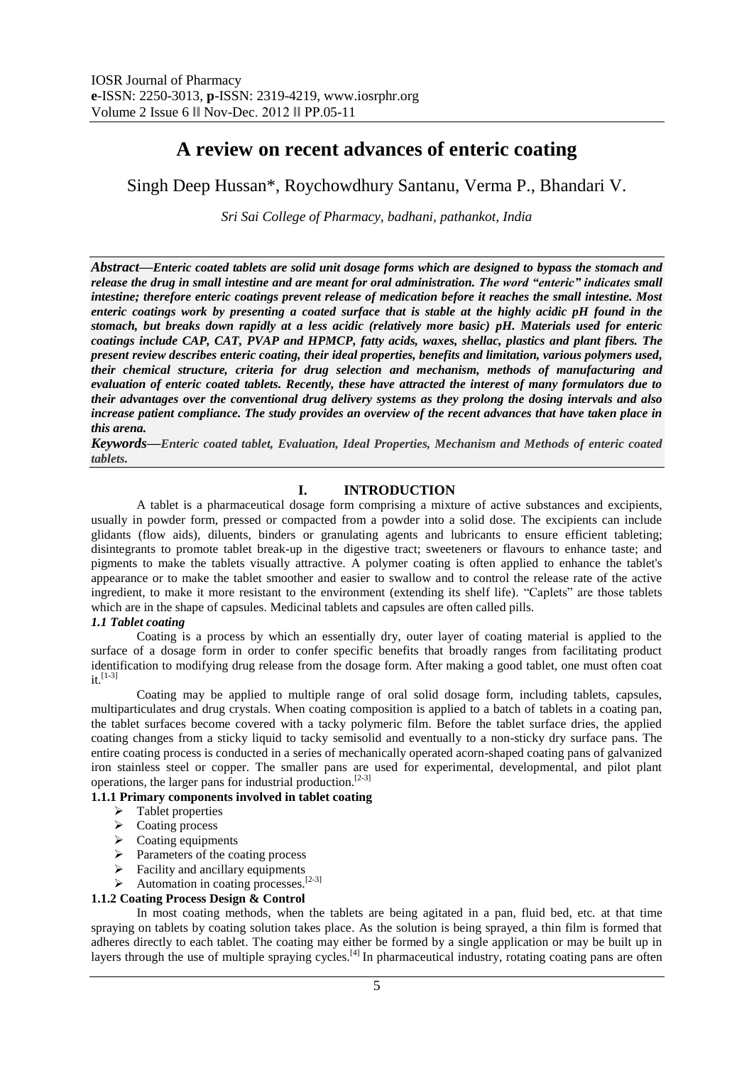# A review on recent advances of enteric coating

Singh Deep Hussan*, Roychowdhury Santanu, Verma P., Bhandari V.

*Sri Sai College of Pharmacy, badhani, pathankot, India*

***Abstract—Enteric coated tablets are solid unit dosage forms which are designed to bypass the stomach and release the drug in small intestine and are meant for oral administration. The word "enteric" indicates small intestine; therefore enteric coatings prevent release of medication before it reaches the small intestine. Most enteric coatings work by presenting a coated surface that is stable at the highly acidic pH found in the stomach, but breaks down rapidly at a less acidic (relatively more basic) pH. Materials used for enteric coatings include CAP, CAT, PVAP and HPMCP, fatty acids, waxes, shellac, plastics and plant fibers. The present review describes enteric coating, their ideal properties, benefits and limitation, various polymers used, their chemical structure, criteria for drug selection and mechanism, methods of manufacturing and evaluation of enteric coated tablets. Recently, these have attracted the interest of many formulators due to their advantages over the conventional drug delivery systems as they prolong the dosing intervals and also increase patient compliance. The study provides an overview of the recent advances that have taken place in this arena.***

***Keywords—Enteric coated tablet, Evaluation, Ideal Properties, Mechanism and Methods of enteric coated tablets.***

## I. INTRODUCTION

A tablet is a pharmaceutical dosage form comprising a mixture of active substances and excipients, usually in powder form, pressed or compacted from a powder into a solid dose. The excipients can include glidants (flow aids), diluents, binders or granulating agents and lubricants to ensure efficient tableting; disintegrants to promote tablet break-up in the digestive tract; sweeteners or flavours to enhance taste; and pigments to make the tablets visually attractive. A polymer coating is often applied to enhance the tablet's appearance or to make the tablet smoother and easier to swallow and to control the release rate of the active ingredient, to make it more resistant to the environment (extending its shelf life). "Caplets" are those tablets which are in the shape of capsules. Medicinal tablets and capsules are often called pills.

### *1.1 Tablet coating*

Coating is a process by which an essentially dry, outer layer of coating material is applied to the surface of a dosage form in order to confer specific benefits that broadly ranges from facilitating product identification to modifying drug release from the dosage form. After making a good tablet, one must often coat it.[1-3]

Coating may be applied to multiple range of oral solid dosage form, including tablets, capsules, multiparticulates and drug crystals. When coating composition is applied to a batch of tablets in a coating pan, the tablet surfaces become covered with a tacky polymeric film. Before the tablet surface dries, the applied coating changes from a sticky liquid to tacky semisolid and eventually to a non-sticky dry surface pans. The entire coating process is conducted in a series of mechanically operated acorn-shaped coating pans of galvanized iron stainless steel or copper. The smaller pans are used for experimental, developmental, and pilot plant operations, the larger pans for industrial production.[2-3]

#### 1.1.1 Primary components involved in tablet coating

- Tablet properties
- Coating process
- Coating equipments
- Parameters of the coating process
- Facility and ancillary equipments
- Automation in coating processes.[2-3]

#### 1.1.2 Coating Process Design & Control

In most coating methods, when the tablets are being agitated in a pan, fluid bed, etc. at that time spraying on tablets by coating solution takes place. As the solution is being sprayed, a thin film is formed that adheres directly to each tablet. The coating may either be formed by a single application or may be built up in layers through the use of multiple spraying cycles.[4] In pharmaceutical industry, rotating coating pans are often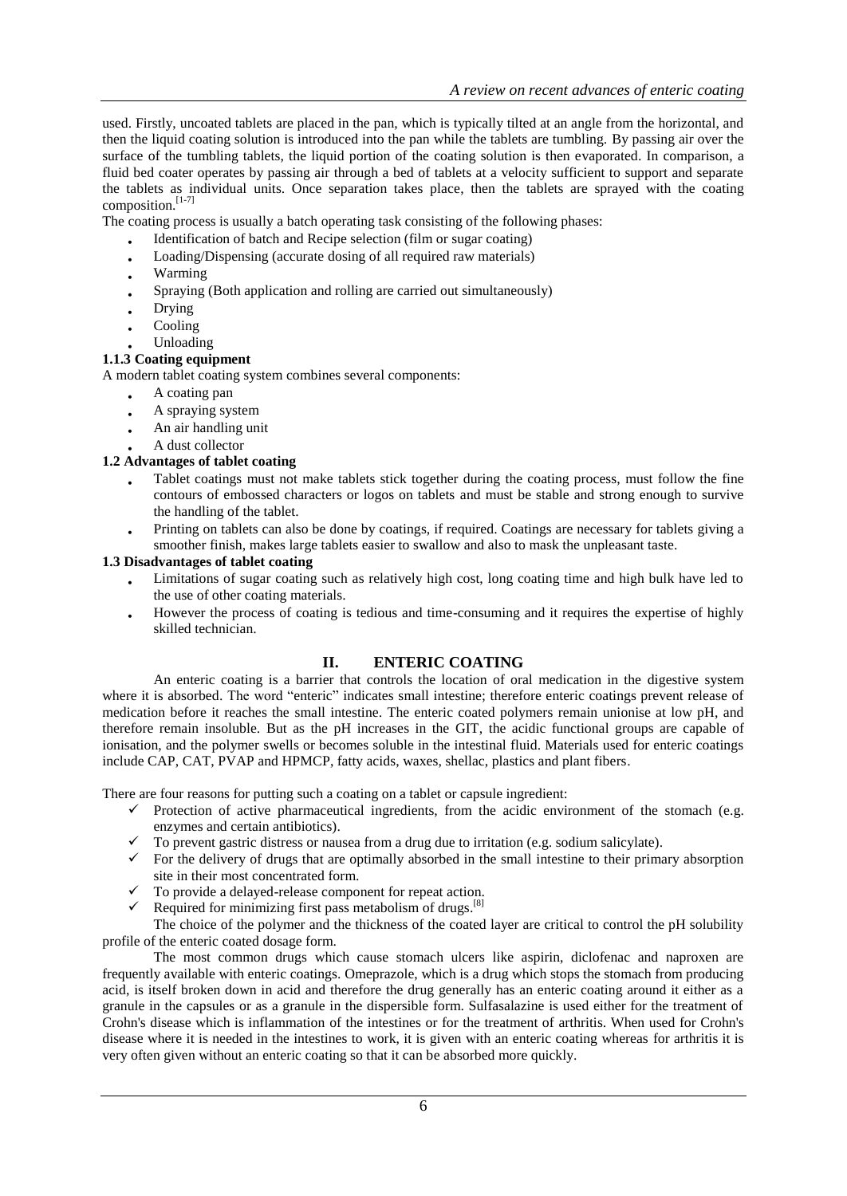used. Firstly, uncoated tablets are placed in the pan, which is typically tilted at an angle from the horizontal, and then the liquid coating solution is introduced into the pan while the tablets are tumbling. By passing air over the surface of the tumbling tablets, the liquid portion of the coating solution is then evaporated. In comparison, a fluid bed coater operates by passing air through a bed of tablets at a velocity sufficient to support and separate the tablets as individual units. Once separation takes place, then the tablets are sprayed with the coating composition.[1-7]

The coating process is usually a batch operating task consisting of the following phases:

- Identification of batch and Recipe selection (film or sugar coating)
- Loading/Dispensing (accurate dosing of all required raw materials)
- Warming
- Spraying (Both application and rolling are carried out simultaneously)
- Drying
- Cooling
- Unloading

**1.1.3 Coating equipment**

A modern tablet coating system combines several components:

- A coating pan
- A spraying system
- An air handling unit
- A dust collector

**1.2 Advantages of tablet coating**

- Tablet coatings must not make tablets stick together during the coating process, must follow the fine contours of embossed characters or logos on tablets and must be stable and strong enough to survive the handling of the tablet.
- Printing on tablets can also be done by coatings, if required. Coatings are necessary for tablets giving a smoother finish, makes large tablets easier to swallow and also to mask the unpleasant taste.

**1.3 Disadvantages of tablet coating**

- Limitations of sugar coating such as relatively high cost, long coating time and high bulk have led to the use of other coating materials.
- However the process of coating is tedious and time-consuming and it requires the expertise of highly skilled technician.

## II. ENTERIC COATING

An enteric coating is a barrier that controls the location of oral medication in the digestive system where it is absorbed. The word "enteric" indicates small intestine; therefore enteric coatings prevent release of medication before it reaches the small intestine. The enteric coated polymers remain unionise at low pH, and therefore remain insoluble. But as the pH increases in the GIT, the acidic functional groups are capable of ionisation, and the polymer swells or becomes soluble in the intestinal fluid. Materials used for enteric coatings include CAP, CAT, PVAP and HPMCP, fatty acids, waxes, shellac, plastics and plant fibers.

There are four reasons for putting such a coating on a tablet or capsule ingredient:

- ✓ Protection of active pharmaceutical ingredients, from the acidic environment of the stomach (e.g. enzymes and certain antibiotics).
- ✓ To prevent gastric distress or nausea from a drug due to irritation (e.g. sodium salicylate).
- ✓ For the delivery of drugs that are optimally absorbed in the small intestine to their primary absorption site in their most concentrated form.
- ✓ To provide a delayed-release component for repeat action.
- ✓ Required for minimizing first pass metabolism of drugs.[8]

The choice of the polymer and the thickness of the coated layer are critical to control the pH solubility profile of the enteric coated dosage form.

The most common drugs which cause stomach ulcers like aspirin, diclofenac and naproxen are frequently available with enteric coatings. Omeprazole, which is a drug which stops the stomach from producing acid, is itself broken down in acid and therefore the drug generally has an enteric coating around it either as a granule in the capsules or as a granule in the dispersible form. Sulfasalazine is used either for the treatment of Crohn's disease which is inflammation of the intestines or for the treatment of arthritis. When used for Crohn's disease where it is needed in the intestines to work, it is given with an enteric coating whereas for arthritis it is very often given without an enteric coating so that it can be absorbed more quickly.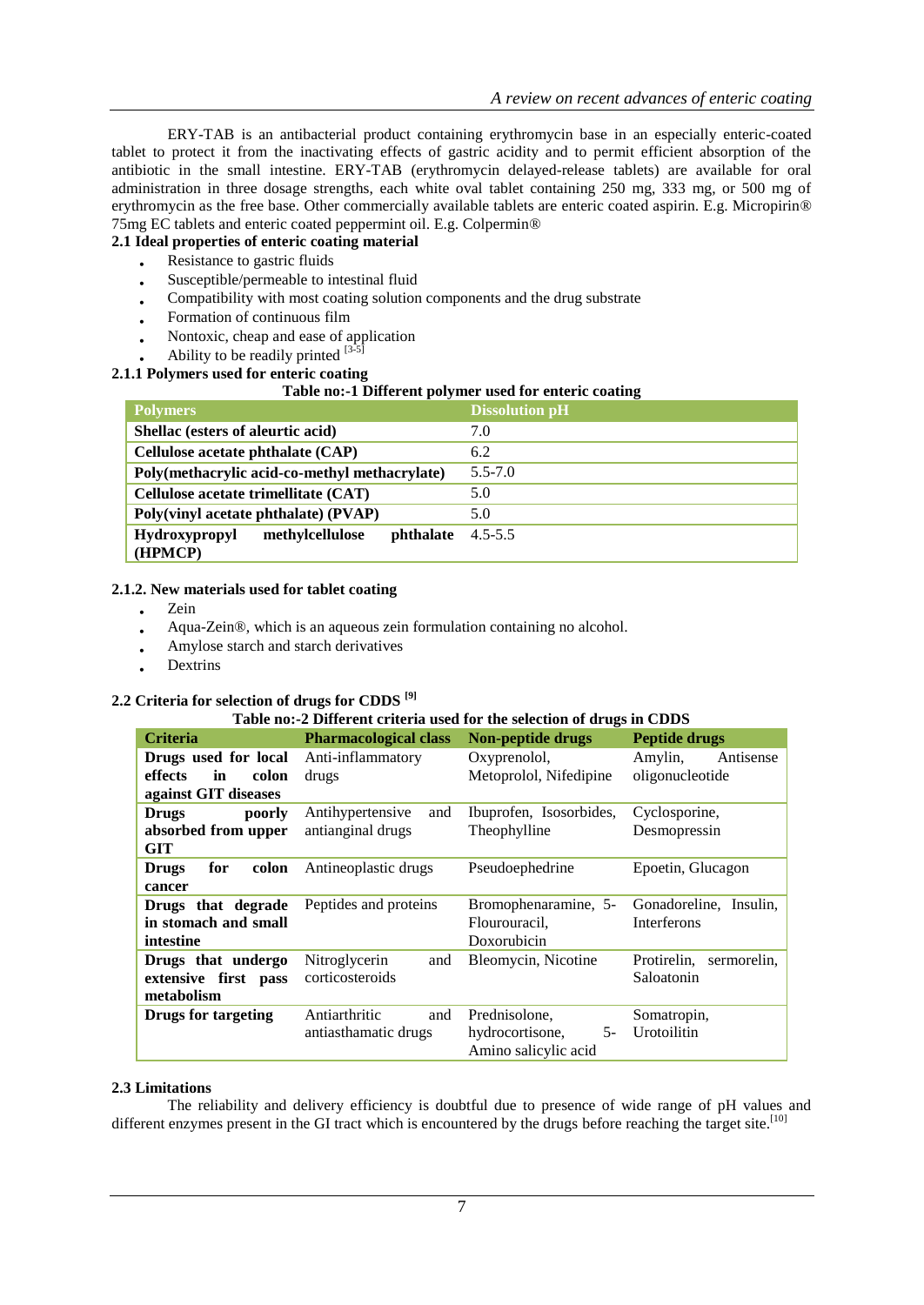ERY-TAB is an antibacterial product containing erythromycin base in an especially enteric-coated tablet to protect it from the inactivating effects of gastric acidity and to permit efficient absorption of the antibiotic in the small intestine. ERY-TAB (erythromycin delayed-release tablets) are available for oral administration in three dosage strengths, each white oval tablet containing 250 mg, 333 mg, or 500 mg of erythromycin as the free base. Other commercially available tablets are enteric coated aspirin. E.g. Micropirin® 75mg EC tablets and enteric coated peppermint oil. E.g. Colpermin®

### 2.1 Ideal properties of enteric coating material

- Resistance to gastric fluids
- Susceptible/permeable to intestinal fluid
- Compatibility with most coating solution components and the drug substrate
- Formation of continuous film
- Nontoxic, cheap and ease of application
- Ability to be readily printed [3-5]

#### 2.1.1 Polymers used for enteric coating

**Table no:-1 Different polymer used for enteric coating**

| Polymers | Dissolution pH |
|---|---|
| **Shellac (esters of aleurtic acid)** | 7.0 |
| **Cellulose acetate phthalate (CAP)** | 6.2 |
| **Poly(methacrylic acid-co-methyl methacrylate)** | 5.5-7.0 |
| **Cellulose acetate trimellitate (CAT)** | 5.0 |
| **Poly(vinyl acetate phthalate) (PVAP)** | 5.0 |
| **Hydroxypropyl methylcellulose phthalate (HPMCP)** | 4.5-5.5 |

#### 2.1.2. New materials used for tablet coating

- Zein
- Aqua-Zein®, which is an aqueous zein formulation containing no alcohol.
- Amylose starch and starch derivatives
- Dextrins

### 2.2 Criteria for selection of drugs for CDDS [9]

**Table no:-2 Different criteria used for the selection of drugs in CDDS**

| Criteria | Pharmacological class | Non-peptide drugs | Peptide drugs |
|---|---|---|---|
| **Drugs used for local effects in colon against GIT diseases** | Anti-inflammatory drugs | Oxyprenolol, Metoprolol, Nifedipine | Amylin, Antisense oligonucleotide |
| **Drugs poorly absorbed from upper GIT** | Antihypertensive and antianginal drugs | Ibuprofen, Isosorbides, Theophylline | Cyclosporine, Desmopressin |
| **Drugs for colon cancer** | Antineoplastic drugs | Pseudoephedrine | Epoetin, Glucagon |
| **Drugs that degrade in stomach and small intestine** | Peptides and proteins | Bromophenaramine, 5-Flourouracil, Doxorubicin | Gonadoreline, Insulin, Interferons |
| **Drugs that undergo extensive first pass metabolism** | Nitroglycerin and corticosteroids | Bleomycin, Nicotine | Protirelin, sermorelin, Saloatonin |
| **Drugs for targeting** | Antiarthritic and antiasthamatic drugs | Prednisolone, hydrocortisone, 5-Amino salicylic acid | Somatropin, Urotoilitin |

### 2.3 Limitations

The reliability and delivery efficiency is doubtful due to presence of wide range of pH values and different enzymes present in the GI tract which is encountered by the drugs before reaching the target site.[10]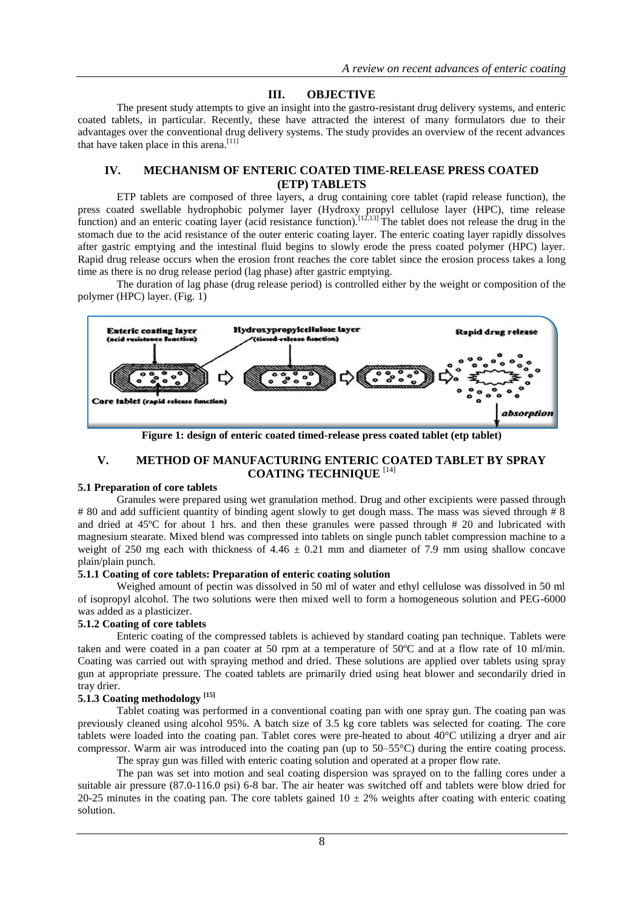## III. OBJECTIVE

The present study attempts to give an insight into the gastro-resistant drug delivery systems, and enteric coated tablets, in particular. Recently, these have attracted the interest of many formulators due to their advantages over the conventional drug delivery systems. The study provides an overview of the recent advances that have taken place in this arena.[11]

## IV. MECHANISM OF ENTERIC COATED TIME-RELEASE PRESS COATED (ETP) TABLETS

ETP tablets are composed of three layers, a drug containing core tablet (rapid release function), the press coated swellable hydrophobic polymer layer (Hydroxy propyl cellulose layer (HPC), time release function) and an enteric coating layer (acid resistance function).[12,13] The tablet does not release the drug in the stomach due to the acid resistance of the outer enteric coating layer. The enteric coating layer rapidly dissolves after gastric emptying and the intestinal fluid begins to slowly erode the press coated polymer (HPC) layer. Rapid drug release occurs when the erosion front reaches the core tablet since the erosion process takes a long time as there is no drug release period (lag phase) after gastric emptying.

The duration of lag phase (drug release period) is controlled either by the weight or composition of the polymer (HPC) layer. (Fig. 1)

Enteric coating layer (acid resistance function)
Hydroxypropylcellulose layer (timed-release function)
Rapid drug release
Core tablet (rapid release function)
absorption

**Figure 1: design of enteric coated timed-release press coated tablet (etp tablet)**

## V. METHOD OF MANUFACTURING ENTERIC COATED TABLET BY SPRAY COATING TECHNIQUE [14]

### 5.1 Preparation of core tablets

Granules were prepared using wet granulation method. Drug and other excipients were passed through # 80 and add sufficient quantity of binding agent slowly to get dough mass. The mass was sieved through # 8 and dried at 45ºC for about 1 hrs. and then these granules were passed through # 20 and lubricated with magnesium stearate. Mixed blend was compressed into tablets on single punch tablet compression machine to a weight of 250 mg each with thickness of 4.46 ± 0.21 mm and diameter of 7.9 mm using shallow concave plain/plain punch.

#### 5.1.1 Coating of core tablets: Preparation of enteric coating solution

Weighed amount of pectin was dissolved in 50 ml of water and ethyl cellulose was dissolved in 50 ml of isopropyl alcohol. The two solutions were then mixed well to form a homogeneous solution and PEG-6000 was added as a plasticizer.

#### 5.1.2 Coating of core tablets

Enteric coating of the compressed tablets is achieved by standard coating pan technique. Tablets were taken and were coated in a pan coater at 50 rpm at a temperature of 50ºC and at a flow rate of 10 ml/min. Coating was carried out with spraying method and dried. These solutions are applied over tablets using spray gun at appropriate pressure. The coated tablets are primarily dried using heat blower and secondarily dried in tray drier.

#### 5.1.3 Coating methodology [15]

Tablet coating was performed in a conventional coating pan with one spray gun. The coating pan was previously cleaned using alcohol 95%. A batch size of 3.5 kg core tablets was selected for coating. The core tablets were loaded into the coating pan. Tablet cores were pre-heated to about 40°C utilizing a dryer and air compressor. Warm air was introduced into the coating pan (up to 50–55°C) during the entire coating process.

The spray gun was filled with enteric coating solution and operated at a proper flow rate.

The pan was set into motion and seal coating dispersion was sprayed on to the falling cores under a suitable air pressure (87.0-116.0 psi) 6-8 bar. The air heater was switched off and tablets were blow dried for 20-25 minutes in the coating pan. The core tablets gained 10 ± 2% weights after coating with enteric coating solution.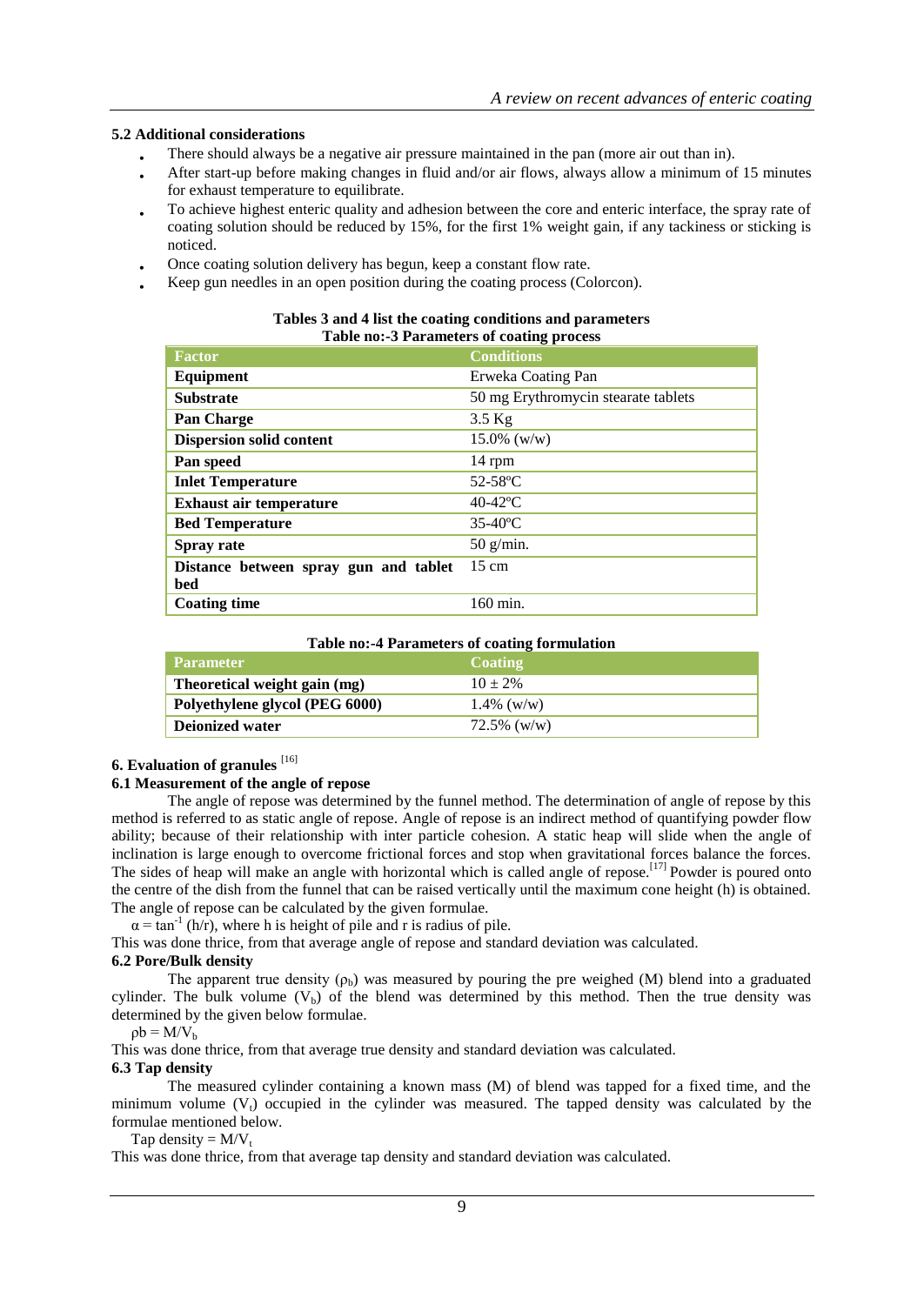### 5.2 Additional considerations

- There should always be a negative air pressure maintained in the pan (more air out than in).
- After start-up before making changes in fluid and/or air flows, always allow a minimum of 15 minutes for exhaust temperature to equilibrate.
- To achieve highest enteric quality and adhesion between the core and enteric interface, the spray rate of coating solution should be reduced by 15%, for the first 1% weight gain, if any tackiness or sticking is noticed.
- Once coating solution delivery has begun, keep a constant flow rate.
- Keep gun needles in an open position during the coating process (Colorcon).

**Tables 3 and 4 list the coating conditions and parameters**

**Table no:-3 Parameters of coating process**

| Factor | Conditions |
|---|---|
| **Equipment** | Erweka Coating Pan |
| **Substrate** | 50 mg Erythromycin stearate tablets |
| **Pan Charge** | 3.5 Kg |
| **Dispersion solid content** | 15.0% (w/w) |
| **Pan speed** | 14 rpm |
| **Inlet Temperature** | 52-58ºC |
| **Exhaust air temperature** | 40-42ºC |
| **Bed Temperature** | 35-40ºC |
| **Spray rate** | 50 g/min. |
| **Distance between spray gun and tablet bed** | 15 cm |
| **Coating time** | 160 min. |

**Table no:-4 Parameters of coating formulation**

| Parameter | Coating |
|---|---|
| **Theoretical weight gain (mg)** | 10 ± 2% |
| **Polyethylene glycol (PEG 6000)** | 1.4% (w/w) |
| **Deionized water** | 72.5% (w/w) |

## 6. Evaluation of granules [16]

### 6.1 Measurement of the angle of repose

The angle of repose was determined by the funnel method. The determination of angle of repose by this method is referred to as static angle of repose. Angle of repose is an indirect method of quantifying powder flow ability; because of their relationship with inter particle cohesion. A static heap will slide when the angle of inclination is large enough to overcome frictional forces and stop when gravitational forces balance the forces. The sides of heap will make an angle with horizontal which is called angle of repose.[17] Powder is poured onto the centre of the dish from the funnel that can be raised vertically until the maximum cone height (h) is obtained. The angle of repose can be calculated by the given formulae.

$\alpha = \tan^{-1}(h/r)$, where h is height of pile and r is radius of pile.

This was done thrice, from that average angle of repose and standard deviation was calculated.

### 6.2 Pore/Bulk density

The apparent true density ($\rho_b$) was measured by pouring the pre weighed (M) blend into a graduated cylinder. The bulk volume ($V_b$) of the blend was determined by this method. Then the true density was determined by the given below formulae.

$\rho b = M/V_b$

This was done thrice, from that average true density and standard deviation was calculated.

### 6.3 Tap density

The measured cylinder containing a known mass (M) of blend was tapped for a fixed time, and the minimum volume ($V_t$) occupied in the cylinder was measured. The tapped density was calculated by the formulae mentioned below.

Tap density = $M/V_t$

This was done thrice, from that average tap density and standard deviation was calculated.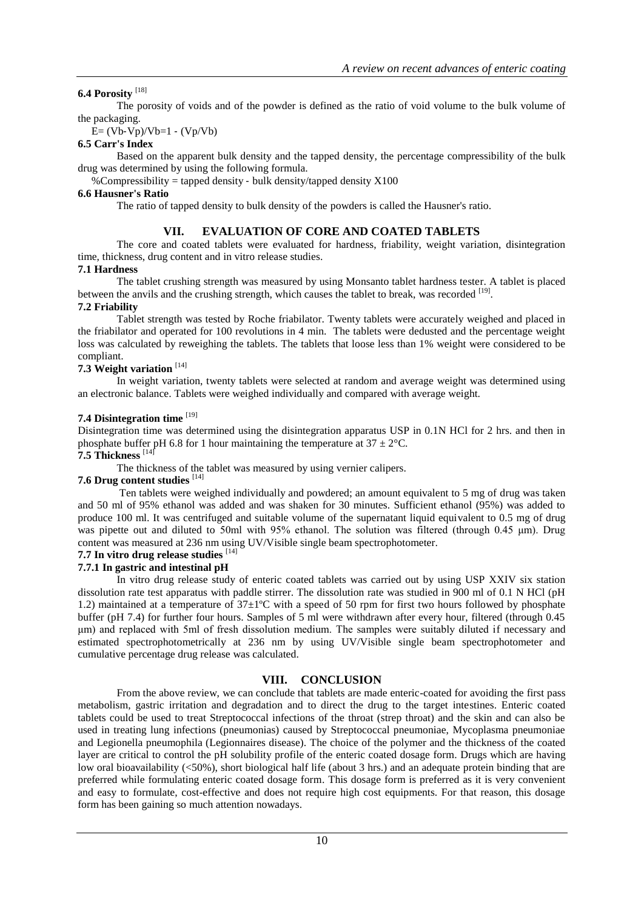### 6.4 Porosity [18]

The porosity of voids and of the powder is defined as the ratio of void volume to the bulk volume of the packaging.

$E= (Vb\text{-}Vp)/Vb=1 - (Vp/Vb)$

### 6.5 Carr's Index

Based on the apparent bulk density and the tapped density, the percentage compressibility of the bulk drug was determined by using the following formula.

%Compressibility = tapped density - bulk density/tapped density X100

### 6.6 Hausner's Ratio

The ratio of tapped density to bulk density of the powders is called the Hausner's ratio.

## VII. EVALUATION OF CORE AND COATED TABLETS

The core and coated tablets were evaluated for hardness, friability, weight variation, disintegration time, thickness, drug content and in vitro release studies.

### 7.1 Hardness

The tablet crushing strength was measured by using Monsanto tablet hardness tester. A tablet is placed between the anvils and the crushing strength, which causes the tablet to break, was recorded [19].

### 7.2 Friability

Tablet strength was tested by Roche friabilator. Twenty tablets were accurately weighed and placed in the friabilator and operated for 100 revolutions in 4 min. The tablets were dedusted and the percentage weight loss was calculated by reweighing the tablets. The tablets that loose less than 1% weight were considered to be compliant.

### 7.3 Weight variation [14]

In weight variation, twenty tablets were selected at random and average weight was determined using an electronic balance. Tablets were weighed individually and compared with average weight.

### 7.4 Disintegration time [19]

Disintegration time was determined using the disintegration apparatus USP in 0.1N HCl for 2 hrs. and then in phosphate buffer pH 6.8 for 1 hour maintaining the temperature at $37 \pm 2°C$.

### 7.5 Thickness [14]

The thickness of the tablet was measured by using vernier calipers.

### 7.6 Drug content studies [14]

Ten tablets were weighed individually and powdered; an amount equivalent to 5 mg of drug was taken and 50 ml of 95% ethanol was added and was shaken for 30 minutes. Sufficient ethanol (95%) was added to produce 100 ml. It was centrifuged and suitable volume of the supernatant liquid equivalent to 0.5 mg of drug was pipette out and diluted to 50ml with 95% ethanol. The solution was filtered (through 0.45 μm). Drug content was measured at 236 nm using UV/Visible single beam spectrophotometer.

### 7.7 In vitro drug release studies [14]

#### 7.7.1 In gastric and intestinal pH

In vitro drug release study of enteric coated tablets was carried out by using USP XXIV six station dissolution rate test apparatus with paddle stirrer. The dissolution rate was studied in 900 ml of 0.1 N HCl (pH 1.2) maintained at a temperature of $37\pm1°C$ with a speed of 50 rpm for first two hours followed by phosphate buffer (pH 7.4) for further four hours. Samples of 5 ml were withdrawn after every hour, filtered (through 0.45 μm) and replaced with 5ml of fresh dissolution medium. The samples were suitably diluted if necessary and estimated spectrophotometrically at 236 nm by using UV/Visible single beam spectrophotometer and cumulative percentage drug release was calculated.

## VIII. CONCLUSION

From the above review, we can conclude that tablets are made enteric-coated for avoiding the first pass metabolism, gastric irritation and degradation and to direct the drug to the target intestines. Enteric coated tablets could be used to treat Streptococcal infections of the throat (strep throat) and the skin and can also be used in treating lung infections (pneumonias) caused by Streptococcal pneumoniae, Mycoplasma pneumoniae and Legionella pneumophila (Legionnaires disease). The choice of the polymer and the thickness of the coated layer are critical to control the pH solubility profile of the enteric coated dosage form. Drugs which are having low oral bioavailability (<50%), short biological half life (about 3 hrs.) and an adequate protein binding that are preferred while formulating enteric coated dosage form. This dosage form is preferred as it is very convenient and easy to formulate, cost-effective and does not require high cost equipments. For that reason, this dosage form has been gaining so much attention nowadays.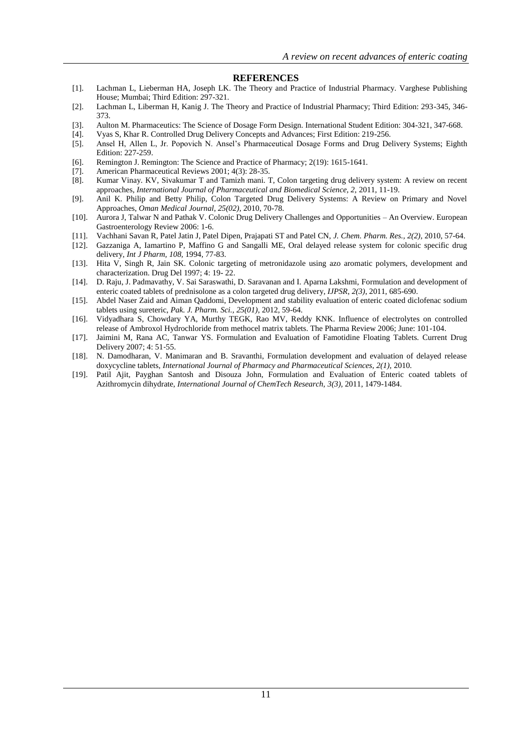## REFERENCES

[1]. Lachman L, Lieberman HA, Joseph LK. The Theory and Practice of Industrial Pharmacy. Varghese Publishing House; Mumbai; Third Edition: 297-321.

[2]. Lachman L, Liberman H, Kanig J. The Theory and Practice of Industrial Pharmacy; Third Edition: 293-345, 346-373.

[3]. Aulton M. Pharmaceutics: The Science of Dosage Form Design. International Student Edition: 304-321, 347-668.

[4]. Vyas S, Khar R. Controlled Drug Delivery Concepts and Advances; First Edition: 219-256.

[5]. Ansel H, Allen L, Jr. Popovich N. Ansel's Pharmaceutical Dosage Forms and Drug Delivery Systems; Eighth Edition: 227-259.

[6]. Remington J. Remington: The Science and Practice of Pharmacy; 2(19): 1615-1641.

[7]. American Pharmaceutical Reviews 2001; 4(3): 28-35.

[8]. Kumar Vinay. KV, Sivakumar T and Tamizh mani. T, Colon targeting drug delivery system: A review on recent approaches, *International Journal of Pharmaceutical and Biomedical Science, 2*, 2011, 11-19.

[9]. Anil K. Philip and Betty Philip, Colon Targeted Drug Delivery Systems: A Review on Primary and Novel Approaches, *Oman Medical Journal, 25(02)*, 2010, 70-78.

[10]. Aurora J, Talwar N and Pathak V. Colonic Drug Delivery Challenges and Opportunities – An Overview. European Gastroenterology Review 2006: 1-6.

[11]. Vachhani Savan R, Patel Jatin J, Patel Dipen, Prajapati ST and Patel CN, *J. Chem. Pharm. Res., 2(2)*, 2010, 57-64.

[12]. Gazzaniga A, Iamartino P, Maffino G and Sangalli ME, Oral delayed release system for colonic specific drug delivery, *Int J Pharm, 108*, 1994, 77-83.

[13]. Hita V, Singh R, Jain SK. Colonic targeting of metronidazole using azo aromatic polymers, development and characterization. Drug Del 1997; 4: 19- 22.

[14]. D. Raju, J. Padmavathy, V. Sai Saraswathi, D. Saravanan and I. Aparna Lakshmi, Formulation and development of enteric coated tablets of prednisolone as a colon targeted drug delivery, *IJPSR, 2(3)*, 2011, 685-690.

[15]. Abdel Naser Zaid and Aiman Qaddomi, Development and stability evaluation of enteric coated diclofenac sodium tablets using sureteric, *Pak. J. Pharm. Sci., 25(01)*, 2012, 59-64.

[16]. Vidyadhara S, Chowdary YA, Murthy TEGK, Rao MV, Reddy KNK. Influence of electrolytes on controlled release of Ambroxol Hydrochloride from methocel matrix tablets. The Pharma Review 2006; June: 101-104.

[17]. Jaimini M, Rana AC, Tanwar YS. Formulation and Evaluation of Famotidine Floating Tablets. Current Drug Delivery 2007; 4: 51-55.

[18]. N. Damodharan, V. Manimaran and B. Sravanthi, Formulation development and evaluation of delayed release doxycycline tablets, *International Journal of Pharmacy and Pharmaceutical Sciences, 2(1)*, 2010.

[19]. Patil Ajit, Payghan Santosh and Disouza John, Formulation and Evaluation of Enteric coated tablets of Azithromycin dihydrate, *International Journal of ChemTech Research, 3(3)*, 2011, 1479-1484.